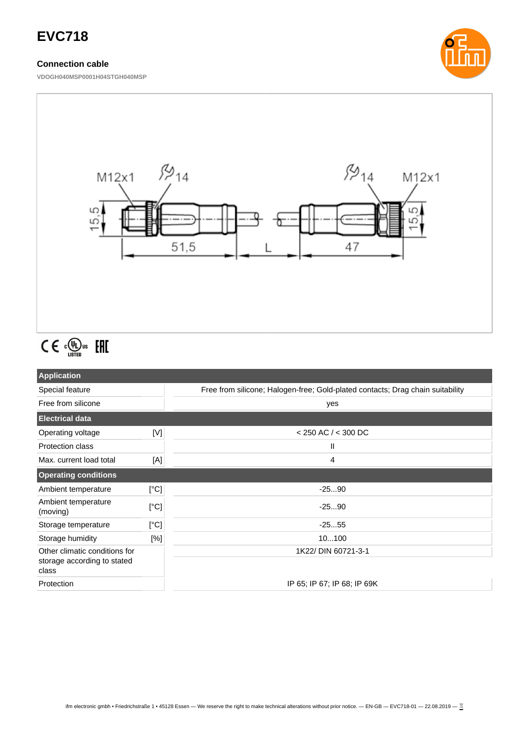# EVC718

### Connection cable

VDOGH040MSP0001H04STGH040MSP

| Application | | |
|---|---|---|
| Special feature | | Free from silicone; Halogen-free; Gold-plated contacts; Drag chain suitability |
| Free from silicone | | yes |
| **Electrical data** | | |
| Operating voltage | [V] | < 250 AC / < 300 DC |
| Protection class | | II |
| Max. current load total | [A] | 4 |
| **Operating conditions** | | |
| Ambient temperature | [°C] | -25...90 |
| Ambient temperature (moving) | [°C] | -25...90 |
| Storage temperature | [°C] | -25...55 |
| Storage humidity | [%] | 10...100 |
| Other climatic conditions for storage according to stated class | | 1K22/ DIN 60721-3-1 |
| Protection | | IP 65; IP 67; IP 68; IP 69K |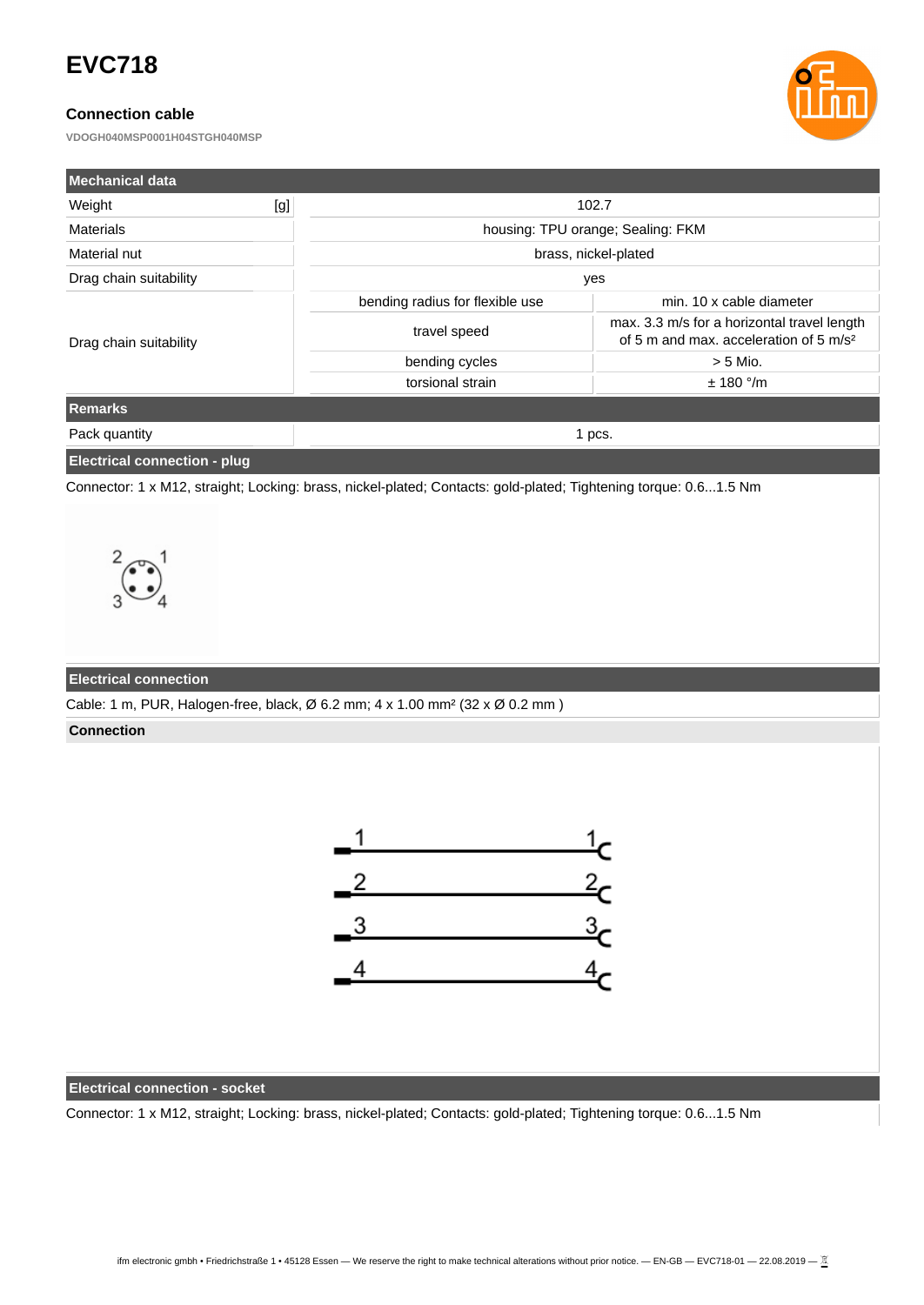# EVC718

## Connection cable

VDOGH040MSP0001H04STGH040MSP

| Mechanical data | | | |
|---|---|---|---|
| Weight | [g] | 102.7 | |
| Materials | | housing: TPU orange; Sealing: FKM | |
| Material nut | | brass, nickel-plated | |
| Drag chain suitability | | yes | |
| Drag chain suitability | | bending radius for flexible use | min. 10 x cable diameter |
| | | travel speed | max. 3.3 m/s for a horizontal travel length of 5 m and max. acceleration of 5 m/s² |
| | | bending cycles | > 5 Mio. |
| | | torsional strain | ± 180 °/m |

| Remarks | |
|---|---|
| Pack quantity | 1 pcs. |

**Electrical connection - plug**

Connector: 1 x M12, straight; Locking: brass, nickel-plated; Contacts: gold-plated; Tightening torque: 0.6...1.5 Nm

**Electrical connection**

Cable: 1 m, PUR, Halogen-free, black, Ø 6.2 mm; 4 x 1.00 mm² (32 x Ø 0.2 mm )

**Connection**

**Electrical connection - socket**

Connector: 1 x M12, straight; Locking: brass, nickel-plated; Contacts: gold-plated; Tightening torque: 0.6...1.5 Nm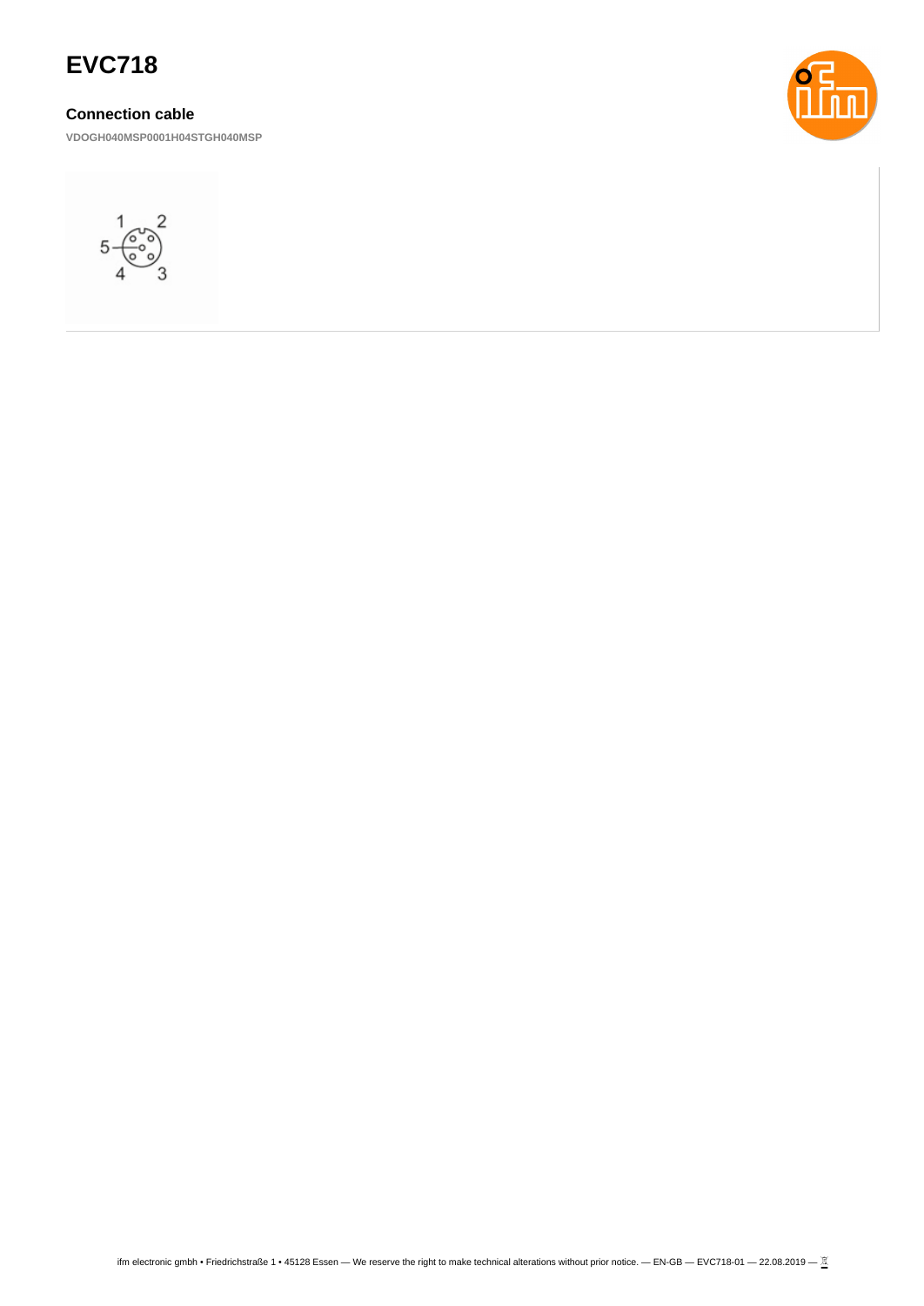# EVC718

### Connection cable

**VDOGH040MSP0001H04STGH040MSP**

1
2
5
4
3